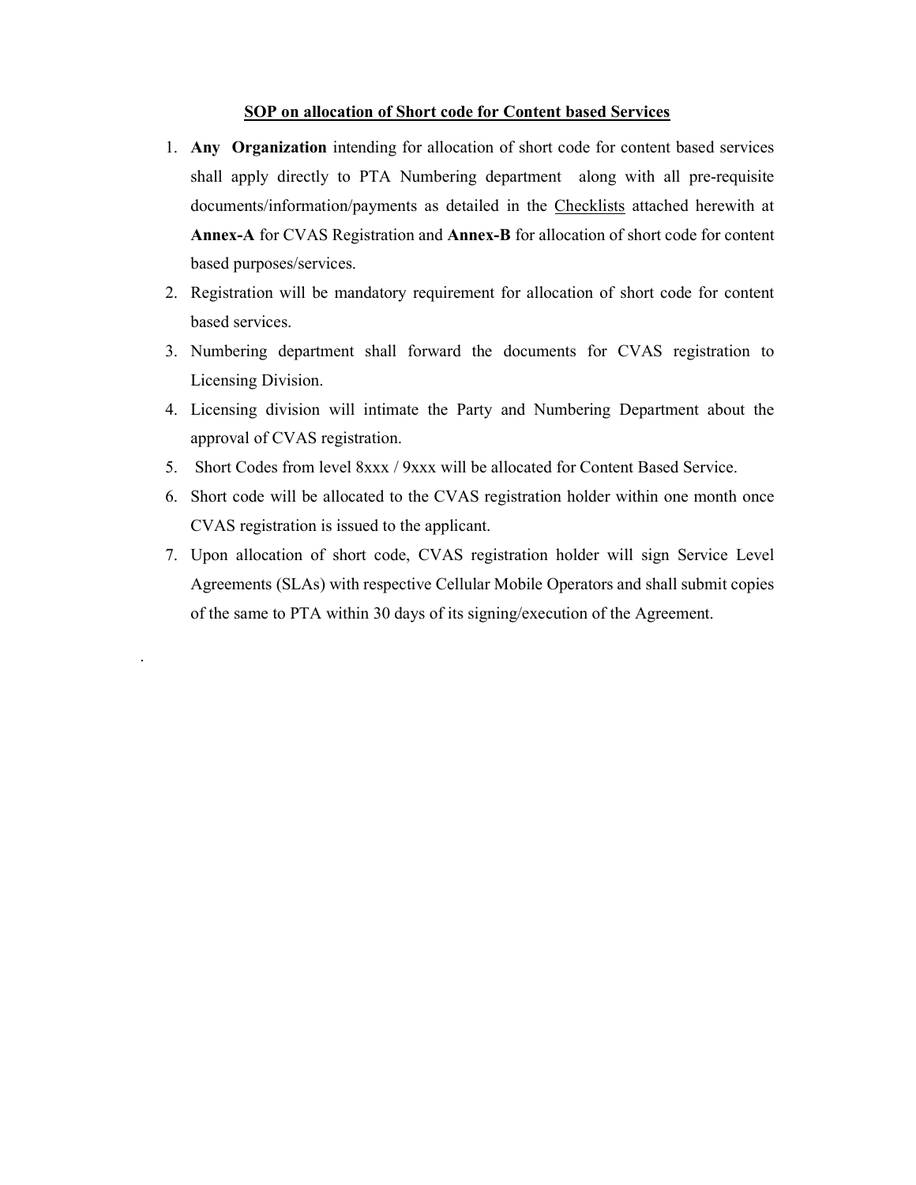# SOP on allocation of Short code for Content based Services

1. **Any Organization** intending for allocation of short code for content based services shall apply directly to PTA Numbering department along with all pre-requisite documents/information/payments as detailed in the Checklists attached herewith at **Annex-A** for CVAS Registration and **Annex-B** for allocation of short code for content based purposes/services.
2. Registration will be mandatory requirement for allocation of short code for content based services.
3. Numbering department shall forward the documents for CVAS registration to Licensing Division.
4. Licensing division will intimate the Party and Numbering Department about the approval of CVAS registration.
5. Short Codes from level 8xxx / 9xxx will be allocated for Content Based Service.
6. Short code will be allocated to the CVAS registration holder within one month once CVAS registration is issued to the applicant.
7. Upon allocation of short code, CVAS registration holder will sign Service Level Agreements (SLAs) with respective Cellular Mobile Operators and shall submit copies of the same to PTA within 30 days of its signing/execution of the Agreement.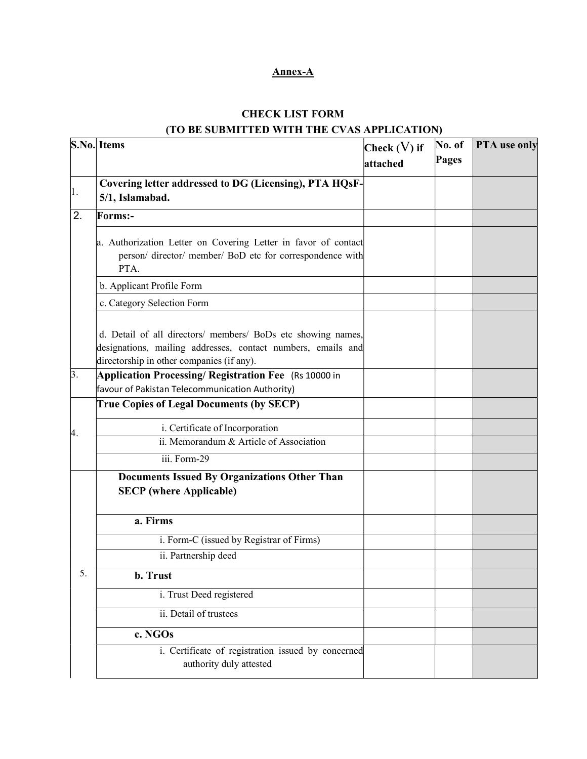**Annex-A**

**CHECK LIST FORM**
**(TO BE SUBMITTED WITH THE CVAS APPLICATION)**

| S.No. | Items | Check (V) if attached | No. of Pages | PTA use only |
|---|---|---|---|---|
| 1. | **Covering letter addressed to DG (Licensing), PTA HQsF-5/1, Islamabad.** | | | |
| 2. | **Forms:-** | | | |
| | a. Authorization Letter on Covering Letter in favor of contact person/ director/ member/ BoD etc for correspondence with PTA. | | | |
| | b. Applicant Profile Form | | | |
| | c. Category Selection Form | | | |
| | d. Detail of all directors/ members/ BoDs etc showing names, designations, mailing addresses, contact numbers, emails and directorship in other companies (if any). | | | |
| 3. | **Application Processing/ Registration Fee** (Rs 10000 in favour of Pakistan Telecommunication Authority) | | | |
| 4. | **True Copies of Legal Documents (by SECP)** | | | |
| | i. Certificate of Incorporation | | | |
| | ii. Memorandum & Article of Association | | | |
| | iii. Form-29 | | | |
| 5. | **Documents Issued By Organizations Other Than SECP (where Applicable)** | | | |
| | **a. Firms** | | | |
| | i. Form-C (issued by Registrar of Firms) | | | |
| | ii. Partnership deed | | | |
| | **b. Trust** | | | |
| | i. Trust Deed registered | | | |
| | ii. Detail of trustees | | | |
| | **c. NGOs** | | | |
| | i. Certificate of registration issued by concerned authority duly attested | | | |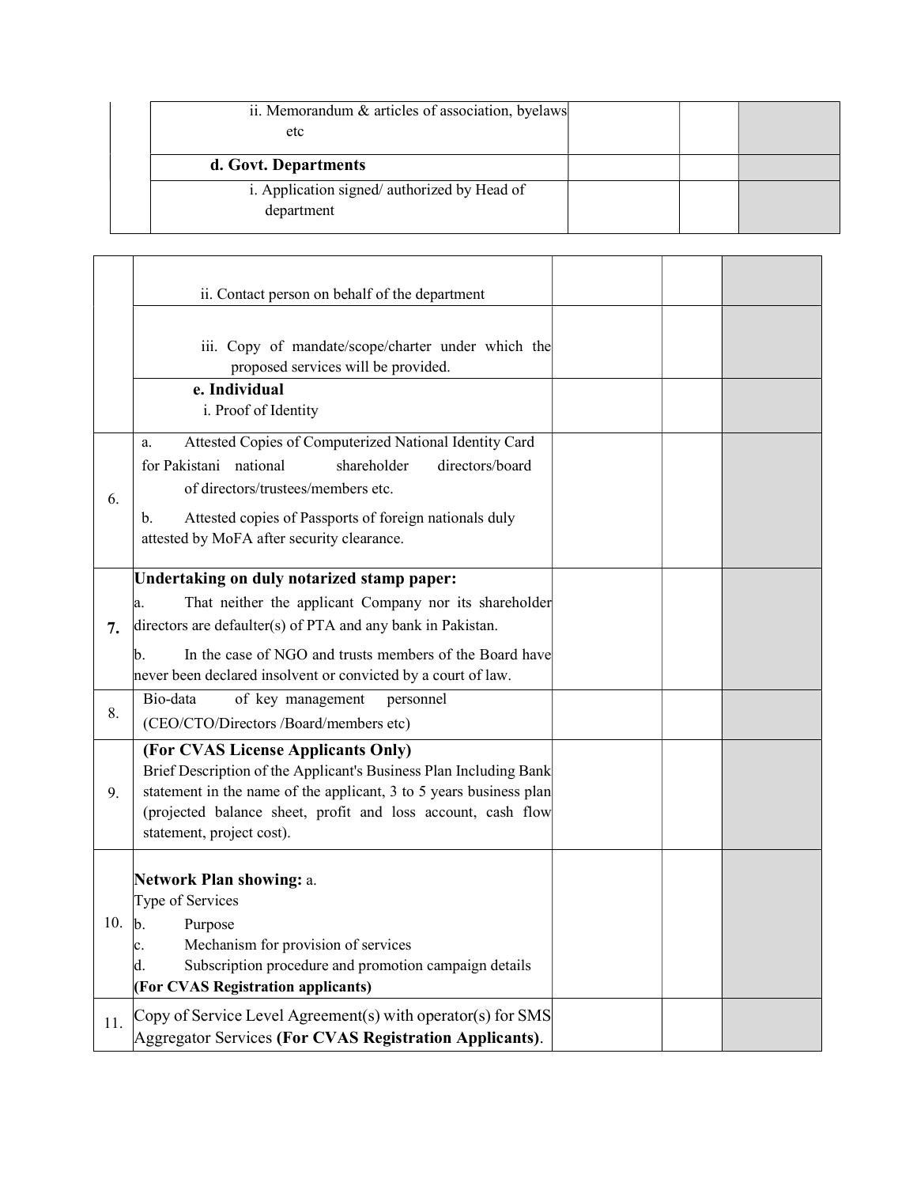| | | | | |
|---|---|---|---|---|
| | ii. Memorandum & articles of association, byelaws etc | | | |
| | **d. Govt. Departments** | | | |
| | i. Application signed/ authorized by Head of department | | | |
| | ii. Contact person on behalf of the department | | | |
| | iii. Copy of mandate/scope/charter under which the proposed services will be provided. | | | |
| | **e. Individual**<br>i. Proof of Identity | | | |
| 6. | a. Attested Copies of Computerized National Identity Card for Pakistani national shareholder directors/board of directors/trustees/members etc.<br>b. Attested copies of Passports of foreign nationals duly attested by MoFA after security clearance. | | | |
| **7.** | **Undertaking on duly notarized stamp paper:**<br>a. That neither the applicant Company nor its shareholder directors are defaulter(s) of PTA and any bank in Pakistan.<br>b. In the case of NGO and trusts members of the Board have never been declared insolvent or convicted by a court of law. | | | |
| 8. | Bio-data of key management personnel (CEO/CTO/Directors /Board/members etc) | | | |
| 9. | **(For CVAS License Applicants Only)**<br>Brief Description of the Applicant's Business Plan Including Bank statement in the name of the applicant, 3 to 5 years business plan (projected balance sheet, profit and loss account, cash flow statement, project cost). | | | |
| 10. | **Network Plan showing:** a. Type of Services<br>b. Purpose<br>c. Mechanism for provision of services<br>d. Subscription procedure and promotion campaign details<br>**(For CVAS Registration applicants)** | | | |
| 11. | Copy of Service Level Agreement(s) with operator(s) for SMS Aggregator Services **(For CVAS Registration Applicants)**. | | | |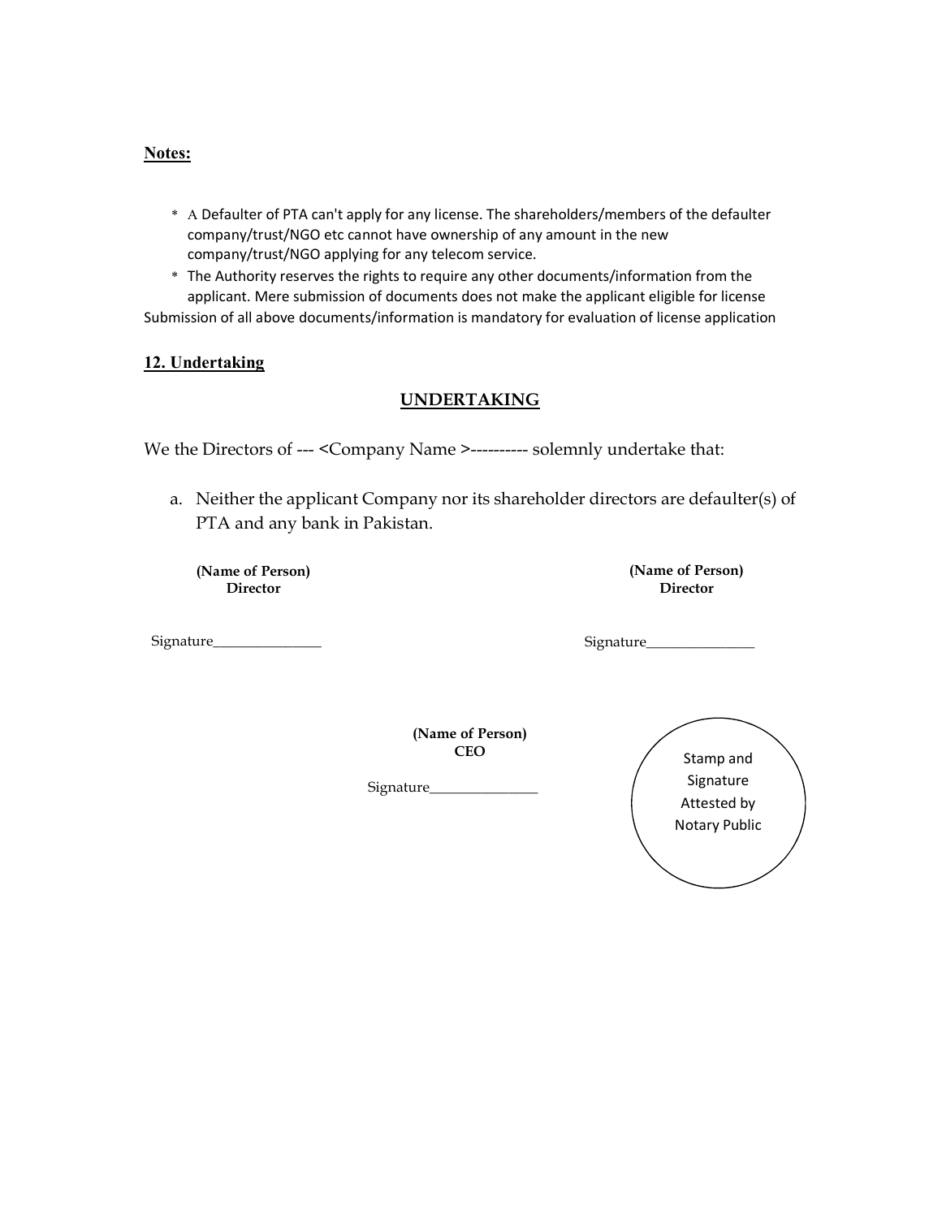**Notes:**

* A Defaulter of PTA can't apply for any license. The shareholders/members of the defaulter company/trust/NGO etc cannot have ownership of any amount in the new company/trust/NGO applying for any telecom service.
* The Authority reserves the rights to require any other documents/information from the applicant. Mere submission of documents does not make the applicant eligible for license

Submission of all above documents/information is mandatory for evaluation of license application

**12. Undertaking**

## UNDERTAKING

We the Directors of --- <Company Name >---------- solemnly undertake that:

a. Neither the applicant Company nor its shareholder directors are defaulter(s) of PTA and any bank in Pakistan.

**(Name of Person)**
**Director**

Signature_______________

**(Name of Person)**
**Director**

Signature_______________

**(Name of Person)**
**CEO**

Signature_______________

Stamp and Signature Attested by Notary Public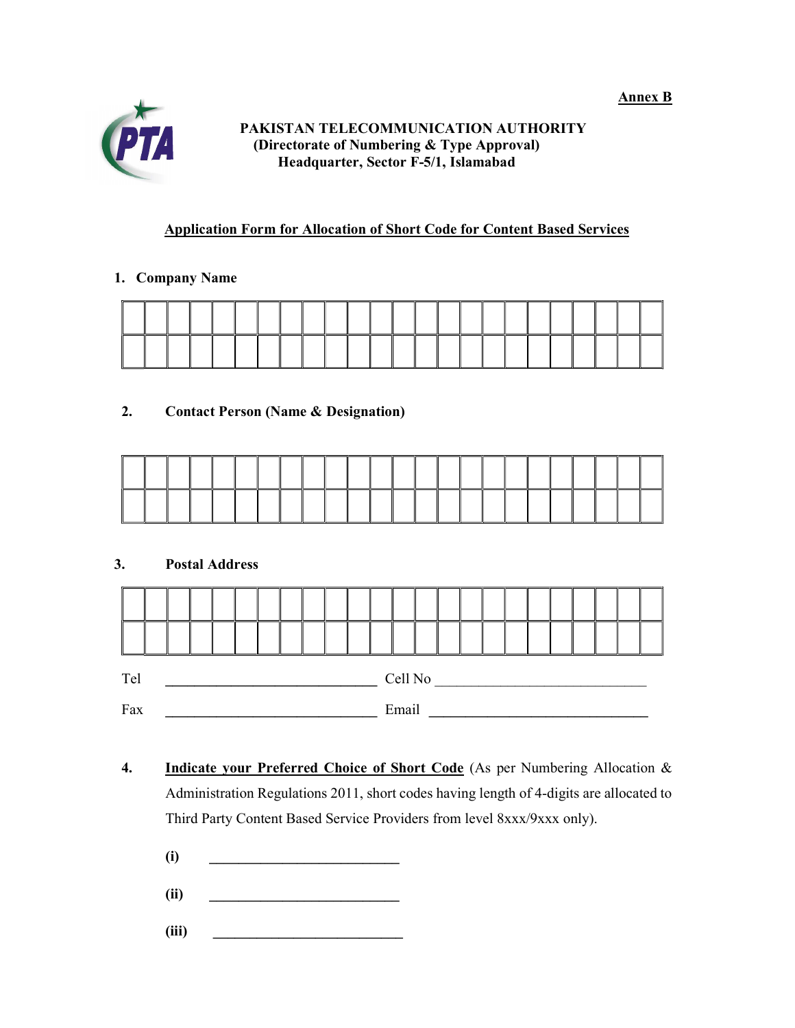**Annex B**

**PAKISTAN TELECOMMUNICATION AUTHORITY**
**(Directorate of Numbering & Type Approval)**
**Headquarter, Sector F-5/1, Islamabad**

**Application Form for Allocation of Short Code for Content Based Services**

1. **Company Name**

| | | | | | | | | | | | | | | | | | | | | | | | |
|---|---|---|---|---|---|---|---|---|---|---|---|---|---|---|---|---|---|---|---|---|---|---|---|
| | | | | | | | | | | | | | | | | | | | | | | | |

2. **Contact Person (Name & Designation)**

| | | | | | | | | | | | | | | | | | | | | | | | |
|---|---|---|---|---|---|---|---|---|---|---|---|---|---|---|---|---|---|---|---|---|---|---|---|
| | | | | | | | | | | | | | | | | | | | | | | | |

3. **Postal Address**

| | | | | | | | | | | | | | | | | | | | | | | | |
|---|---|---|---|---|---|---|---|---|---|---|---|---|---|---|---|---|---|---|---|---|---|---|---|
| | | | | | | | | | | | | | | | | | | | | | | | |

Tel ______________________________ Cell No ______________________________

Fax ______________________________ Email ______________________________

4. **Indicate your Preferred Choice of Short Code** (As per Numbering Allocation & Administration Regulations 2011, short codes having length of 4-digits are allocated to Third Party Content Based Service Providers from level 8xxx/9xxx only).

   **(i)** ___________________________

   **(ii)** ___________________________

   **(iii)** ___________________________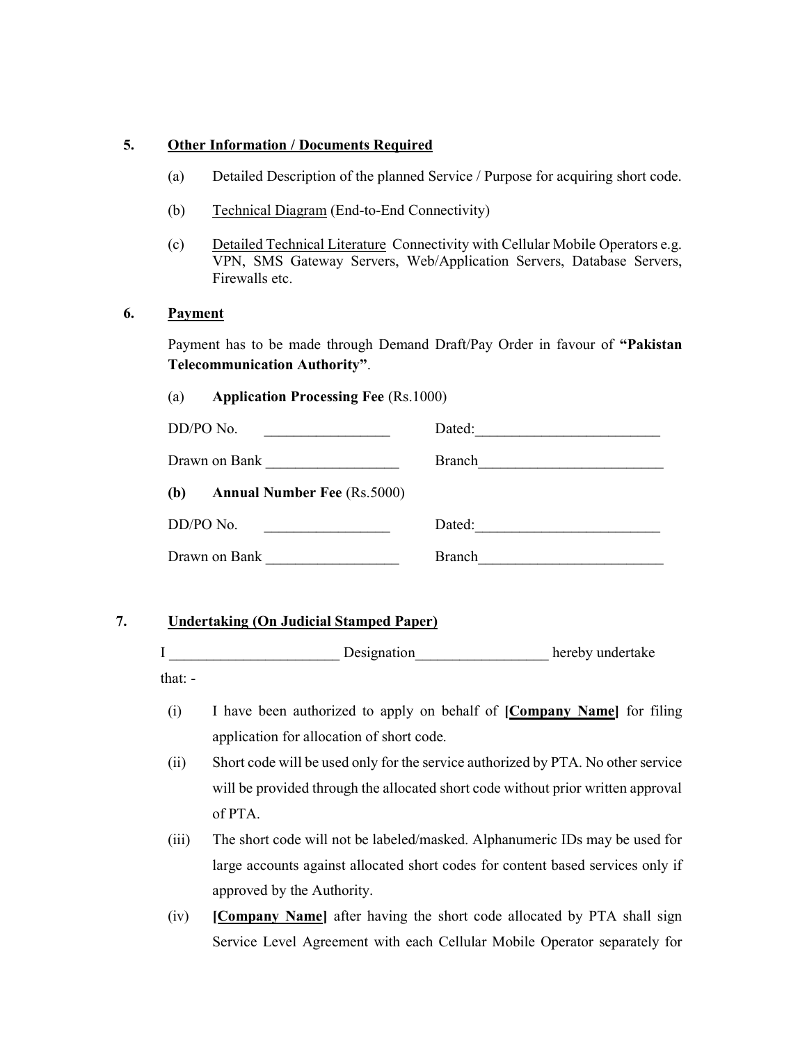## 5. Other Information / Documents Required

(a) Detailed Description of the planned Service / Purpose for acquiring short code.

(b) Technical Diagram (End-to-End Connectivity)

(c) Detailed Technical Literature Connectivity with Cellular Mobile Operators e.g. VPN, SMS Gateway Servers, Web/Application Servers, Database Servers, Firewalls etc.

## 6. Payment

Payment has to be made through Demand Draft/Pay Order in favour of **"Pakistan Telecommunication Authority"**.

(a) **Application Processing Fee** (Rs.1000)

DD/PO No. _________________ Dated:_________________________

Drawn on Bank __________________ Branch_________________________

**(b) Annual Number Fee** (Rs.5000)

DD/PO No. _________________ Dated:_________________________

Drawn on Bank __________________ Branch_________________________

## 7. Undertaking (On Judicial Stamped Paper)

I _______________________ Designation__________________ hereby undertake that: -

(i) I have been authorized to apply on behalf of **[Company Name]** for filing application for allocation of short code.

(ii) Short code will be used only for the service authorized by PTA. No other service will be provided through the allocated short code without prior written approval of PTA.

(iii) The short code will not be labeled/masked. Alphanumeric IDs may be used for large accounts against allocated short codes for content based services only if approved by the Authority.

(iv) **[Company Name]** after having the short code allocated by PTA shall sign Service Level Agreement with each Cellular Mobile Operator separately for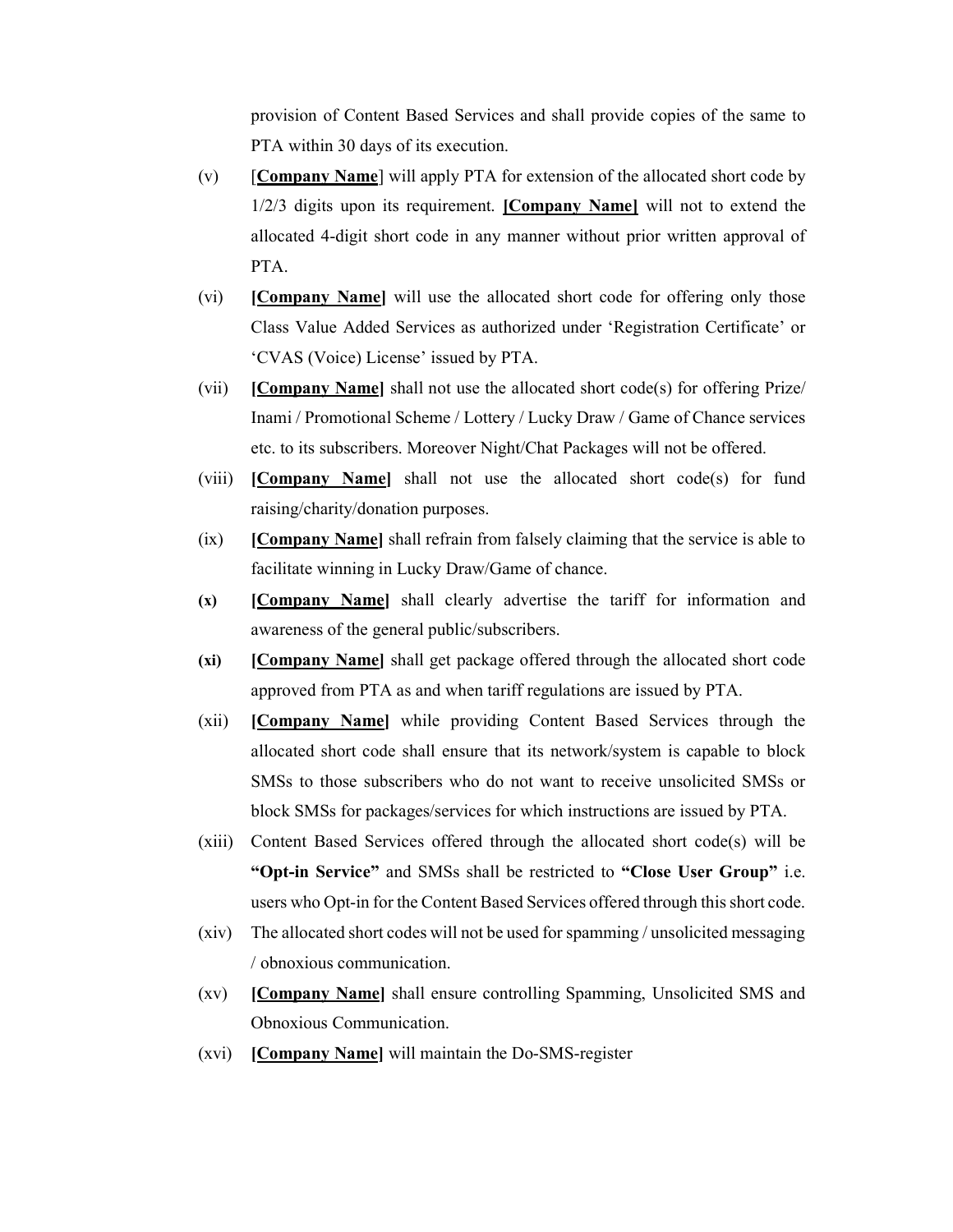provision of Content Based Services and shall provide copies of the same to PTA within 30 days of its execution.

(v) [**Company Name**] will apply PTA for extension of the allocated short code by 1/2/3 digits upon its requirement. **[Company Name]** will not to extend the allocated 4-digit short code in any manner without prior written approval of PTA.

(vi) **[Company Name]** will use the allocated short code for offering only those Class Value Added Services as authorized under 'Registration Certificate' or 'CVAS (Voice) License' issued by PTA.

(vii) **[Company Name]** shall not use the allocated short code(s) for offering Prize/ Inami / Promotional Scheme / Lottery / Lucky Draw / Game of Chance services etc. to its subscribers. Moreover Night/Chat Packages will not be offered.

(viii) **[Company Name]** shall not use the allocated short code(s) for fund raising/charity/donation purposes.

(ix) **[Company Name]** shall refrain from falsely claiming that the service is able to facilitate winning in Lucky Draw/Game of chance.

**(x)** **[Company Name]** shall clearly advertise the tariff for information and awareness of the general public/subscribers.

**(xi)** **[Company Name]** shall get package offered through the allocated short code approved from PTA as and when tariff regulations are issued by PTA.

(xii) **[Company Name]** while providing Content Based Services through the allocated short code shall ensure that its network/system is capable to block SMSs to those subscribers who do not want to receive unsolicited SMSs or block SMSs for packages/services for which instructions are issued by PTA.

(xiii) Content Based Services offered through the allocated short code(s) will be **"Opt-in Service"** and SMSs shall be restricted to **"Close User Group"** i.e. users who Opt-in for the Content Based Services offered through this short code.

(xiv) The allocated short codes will not be used for spamming / unsolicited messaging / obnoxious communication.

(xv) **[Company Name]** shall ensure controlling Spamming, Unsolicited SMS and Obnoxious Communication.

(xvi) **[Company Name]** will maintain the Do-SMS-register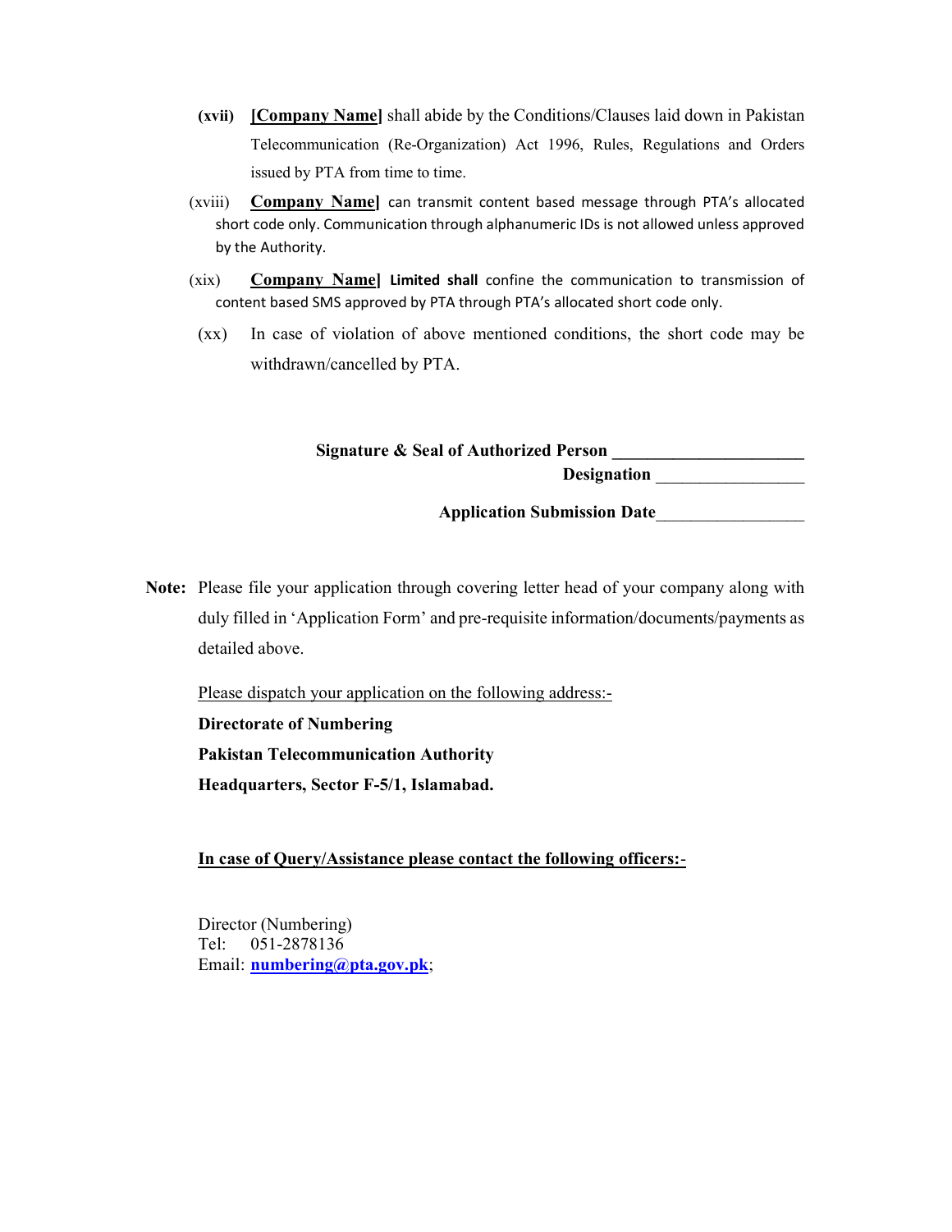**(xvii)** **[Company Name]** shall abide by the Conditions/Clauses laid down in Pakistan Telecommunication (Re-Organization) Act 1996, Rules, Regulations and Orders issued by PTA from time to time.

(xviii) **Company Name]** can transmit content based message through PTA's allocated short code only. Communication through alphanumeric IDs is not allowed unless approved by the Authority.

(xix) **Company Name]** **Limited shall** confine the communication to transmission of content based SMS approved by PTA through PTA's allocated short code only.

(xx) In case of violation of above mentioned conditions, the short code may be withdrawn/cancelled by PTA.

**Signature & Seal of Authorized Person** ______________________

**Designation** _________________

**Application Submission Date**_________________

**Note:** Please file your application through covering letter head of your company along with duly filled in 'Application Form' and pre-requisite information/documents/payments as detailed above.

Please dispatch your application on the following address:-

**Directorate of Numbering**
**Pakistan Telecommunication Authority**
**Headquarters, Sector F-5/1, Islamabad.**

**In case of Query/Assistance please contact the following officers:-**

Director (Numbering)
Tel: 051-2878136
Email: **numbering@pta.gov.pk**;